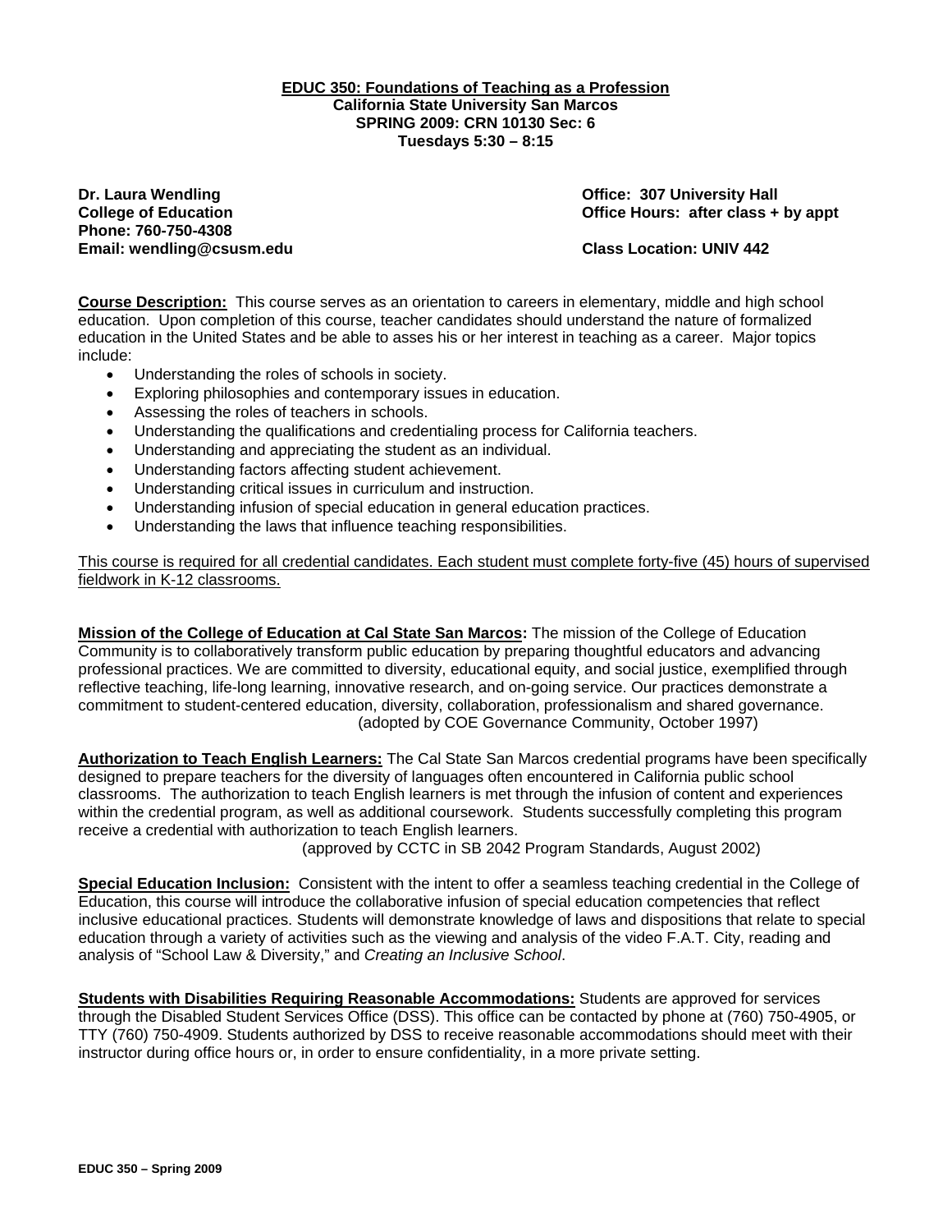# EDUC 350: Foundations of Teaching as a Profession

**California State University San Marcos**
**SPRING 2009: CRN 10130 Sec: 6**
**Tuesdays 5:30 – 8:15**

**Dr. Laura Wendling**
**College of Education**
**Phone: 760-750-4308**
**Email: wendling@csusm.edu**

**Office: 307 University Hall**
**Office Hours: after class + by appt**

**Class Location: UNIV 442**

**Course Description:** This course serves as an orientation to careers in elementary, middle and high school education. Upon completion of this course, teacher candidates should understand the nature of formalized education in the United States and be able to asses his or her interest in teaching as a career. Major topics include:

- Understanding the roles of schools in society.
- Exploring philosophies and contemporary issues in education.
- Assessing the roles of teachers in schools.
- Understanding the qualifications and credentialing process for California teachers.
- Understanding and appreciating the student as an individual.
- Understanding factors affecting student achievement.
- Understanding critical issues in curriculum and instruction.
- Understanding infusion of special education in general education practices.
- Understanding the laws that influence teaching responsibilities.

This course is required for all credential candidates. Each student must complete forty-five (45) hours of supervised fieldwork in K-12 classrooms.

**Mission of the College of Education at Cal State San Marcos:** The mission of the College of Education Community is to collaboratively transform public education by preparing thoughtful educators and advancing professional practices. We are committed to diversity, educational equity, and social justice, exemplified through reflective teaching, life-long learning, innovative research, and on-going service. Our practices demonstrate a commitment to student-centered education, diversity, collaboration, professionalism and shared governance.
(adopted by COE Governance Community, October 1997)

**Authorization to Teach English Learners:** The Cal State San Marcos credential programs have been specifically designed to prepare teachers for the diversity of languages often encountered in California public school classrooms. The authorization to teach English learners is met through the infusion of content and experiences within the credential program, as well as additional coursework. Students successfully completing this program receive a credential with authorization to teach English learners.
(approved by CCTC in SB 2042 Program Standards, August 2002)

**Special Education Inclusion:** Consistent with the intent to offer a seamless teaching credential in the College of Education, this course will introduce the collaborative infusion of special education competencies that reflect inclusive educational practices. Students will demonstrate knowledge of laws and dispositions that relate to special education through a variety of activities such as the viewing and analysis of the video F.A.T. City, reading and analysis of "School Law & Diversity," and *Creating an Inclusive School*.

**Students with Disabilities Requiring Reasonable Accommodations:** Students are approved for services through the Disabled Student Services Office (DSS). This office can be contacted by phone at (760) 750-4905, or TTY (760) 750-4909. Students authorized by DSS to receive reasonable accommodations should meet with their instructor during office hours or, in order to ensure confidentiality, in a more private setting.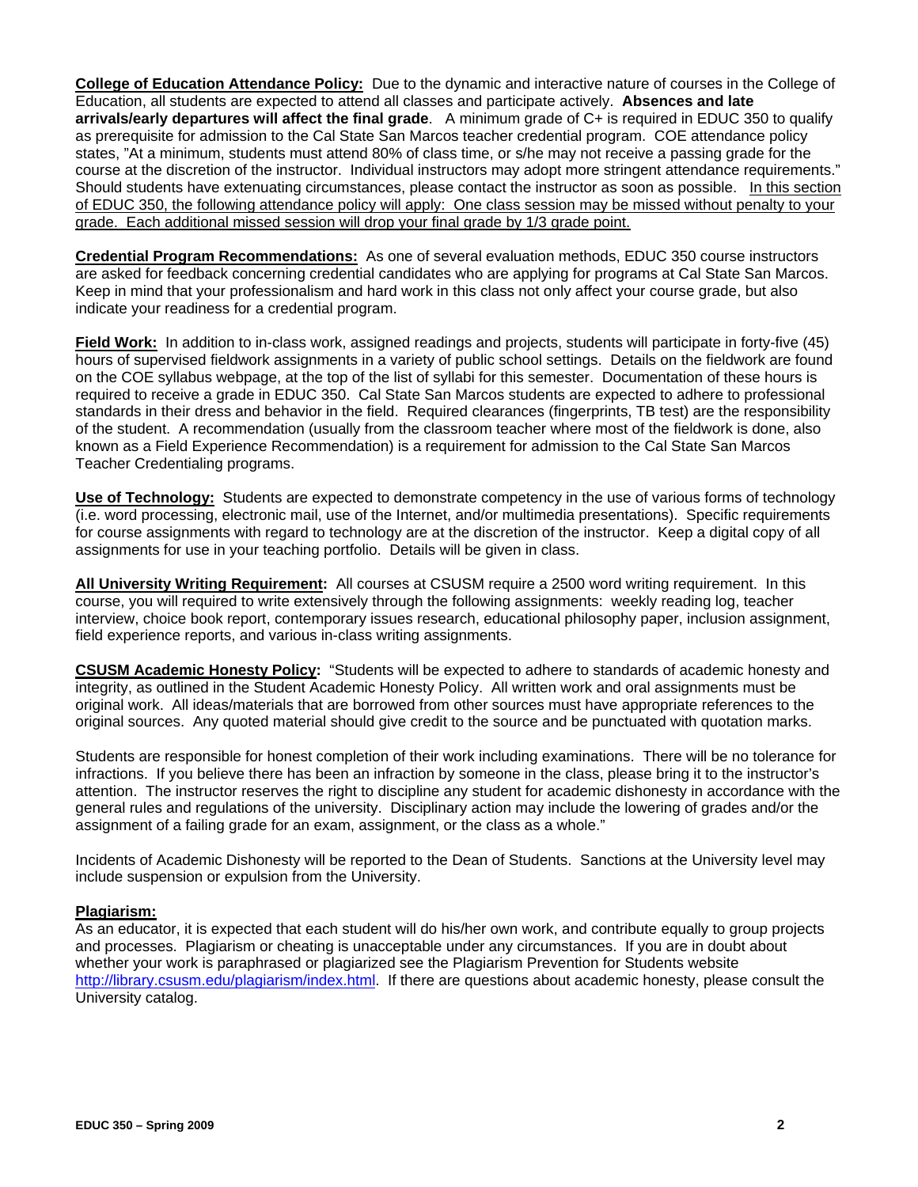**College of Education Attendance Policy:** Due to the dynamic and interactive nature of courses in the College of Education, all students are expected to attend all classes and participate actively. **Absences and late arrivals/early departures will affect the final grade**. A minimum grade of C+ is required in EDUC 350 to qualify as prerequisite for admission to the Cal State San Marcos teacher credential program. COE attendance policy states, "At a minimum, students must attend 80% of class time, or s/he may not receive a passing grade for the course at the discretion of the instructor. Individual instructors may adopt more stringent attendance requirements." Should students have extenuating circumstances, please contact the instructor as soon as possible. <u>In this section of EDUC 350, the following attendance policy will apply: One class session may be missed without penalty to your grade. Each additional missed session will drop your final grade by 1/3 grade point.</u>

**Credential Program Recommendations:** As one of several evaluation methods, EDUC 350 course instructors are asked for feedback concerning credential candidates who are applying for programs at Cal State San Marcos. Keep in mind that your professionalism and hard work in this class not only affect your course grade, but also indicate your readiness for a credential program.

**Field Work:** In addition to in-class work, assigned readings and projects, students will participate in forty-five (45) hours of supervised fieldwork assignments in a variety of public school settings. Details on the fieldwork are found on the COE syllabus webpage, at the top of the list of syllabi for this semester. Documentation of these hours is required to receive a grade in EDUC 350. Cal State San Marcos students are expected to adhere to professional standards in their dress and behavior in the field. Required clearances (fingerprints, TB test) are the responsibility of the student. A recommendation (usually from the classroom teacher where most of the fieldwork is done, also known as a Field Experience Recommendation) is a requirement for admission to the Cal State San Marcos Teacher Credentialing programs.

**Use of Technology:** Students are expected to demonstrate competency in the use of various forms of technology (i.e. word processing, electronic mail, use of the Internet, and/or multimedia presentations). Specific requirements for course assignments with regard to technology are at the discretion of the instructor. Keep a digital copy of all assignments for use in your teaching portfolio. Details will be given in class.

**All University Writing Requirement:** All courses at CSUSM require a 2500 word writing requirement. In this course, you will required to write extensively through the following assignments: weekly reading log, teacher interview, choice book report, contemporary issues research, educational philosophy paper, inclusion assignment, field experience reports, and various in-class writing assignments.

**CSUSM Academic Honesty Policy:** "Students will be expected to adhere to standards of academic honesty and integrity, as outlined in the Student Academic Honesty Policy. All written work and oral assignments must be original work. All ideas/materials that are borrowed from other sources must have appropriate references to the original sources. Any quoted material should give credit to the source and be punctuated with quotation marks.

Students are responsible for honest completion of their work including examinations. There will be no tolerance for infractions. If you believe there has been an infraction by someone in the class, please bring it to the instructor's attention. The instructor reserves the right to discipline any student for academic dishonesty in accordance with the general rules and regulations of the university. Disciplinary action may include the lowering of grades and/or the assignment of a failing grade for an exam, assignment, or the class as a whole."

Incidents of Academic Dishonesty will be reported to the Dean of Students. Sanctions at the University level may include suspension or expulsion from the University.

**Plagiarism:**

As an educator, it is expected that each student will do his/her own work, and contribute equally to group projects and processes. Plagiarism or cheating is unacceptable under any circumstances. If you are in doubt about whether your work is paraphrased or plagiarized see the Plagiarism Prevention for Students website http://library.csusm.edu/plagiarism/index.html. If there are questions about academic honesty, please consult the University catalog.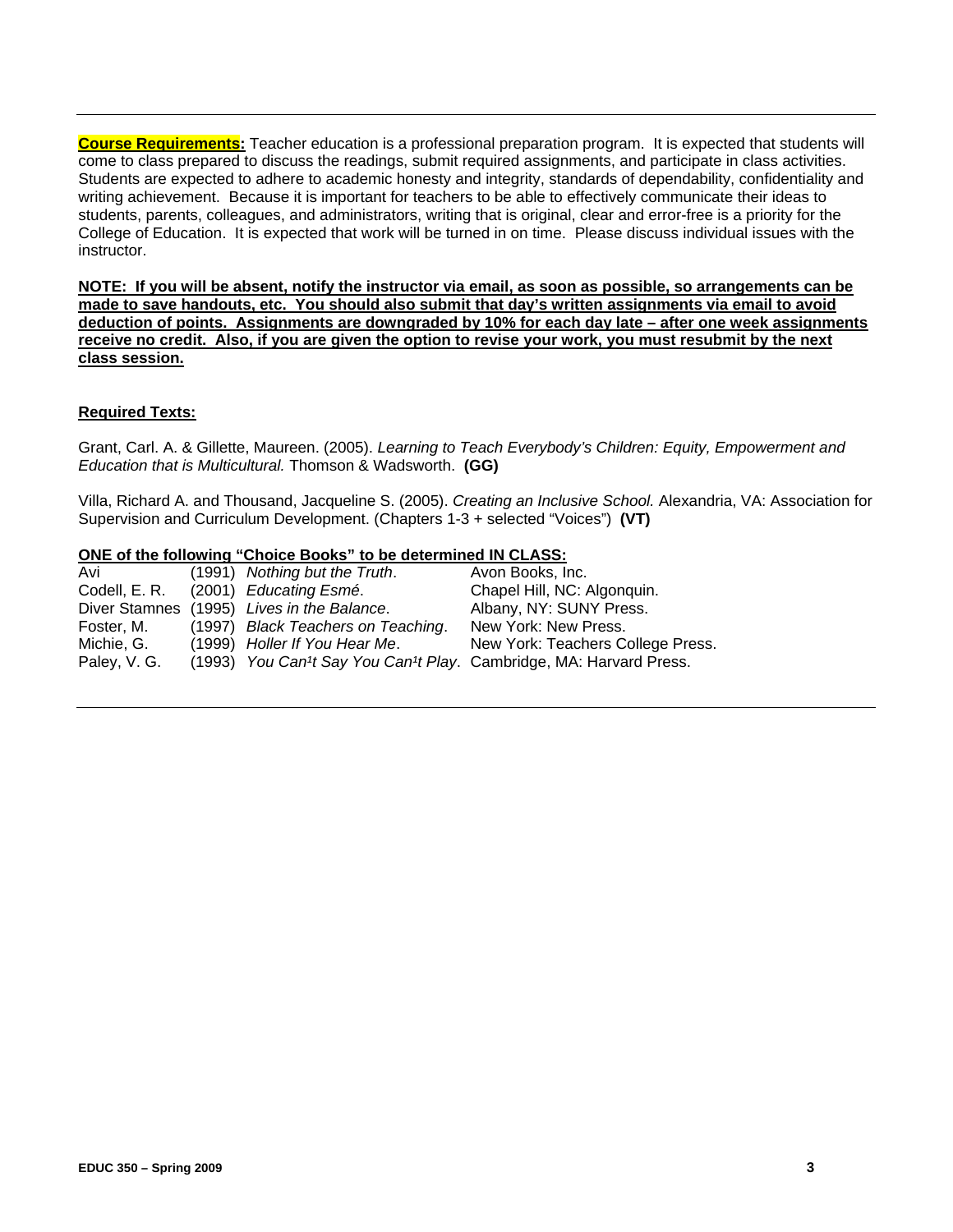**Course Requirements:** Teacher education is a professional preparation program. It is expected that students will come to class prepared to discuss the readings, submit required assignments, and participate in class activities. Students are expected to adhere to academic honesty and integrity, standards of dependability, confidentiality and writing achievement. Because it is important for teachers to be able to effectively communicate their ideas to students, parents, colleagues, and administrators, writing that is original, clear and error-free is a priority for the College of Education. It is expected that work will be turned in on time. Please discuss individual issues with the instructor.

**NOTE: If you will be absent, notify the instructor via email, as soon as possible, so arrangements can be made to save handouts, etc. You should also submit that day's written assignments via email to avoid deduction of points. Assignments are downgraded by 10% for each day late – after one week assignments receive no credit. Also, if you are given the option to revise your work, you must resubmit by the next class session.**

**Required Texts:**

Grant, Carl. A. & Gillette, Maureen. (2005). *Learning to Teach Everybody's Children: Equity, Empowerment and Education that is Multicultural.* Thomson & Wadsworth. **(GG)**

Villa, Richard A. and Thousand, Jacqueline S. (2005). *Creating an Inclusive School.* Alexandria, VA: Association for Supervision and Curriculum Development. (Chapters 1-3 + selected "Voices") **(VT)**

**ONE of the following "Choice Books" to be determined IN CLASS:**

| | | | |
|---|---|---|---|
| Avi | (1991) | *Nothing but the Truth*. | Avon Books, Inc. |
| Codell, E. R. | (2001) | *Educating Esmé*. | Chapel Hill, NC: Algonquin. |
| Diver Stamnes | (1995) | *Lives in the Balance*. | Albany, NY: SUNY Press. |
| Foster, M. | (1997) | *Black Teachers on Teaching*. | New York: New Press. |
| Michie, G. | (1999) | *Holler If You Hear Me*. | New York: Teachers College Press. |
| Paley, V. G. | (1993) | *You Can¹t Say You Can¹t Play*. | Cambridge, MA: Harvard Press. |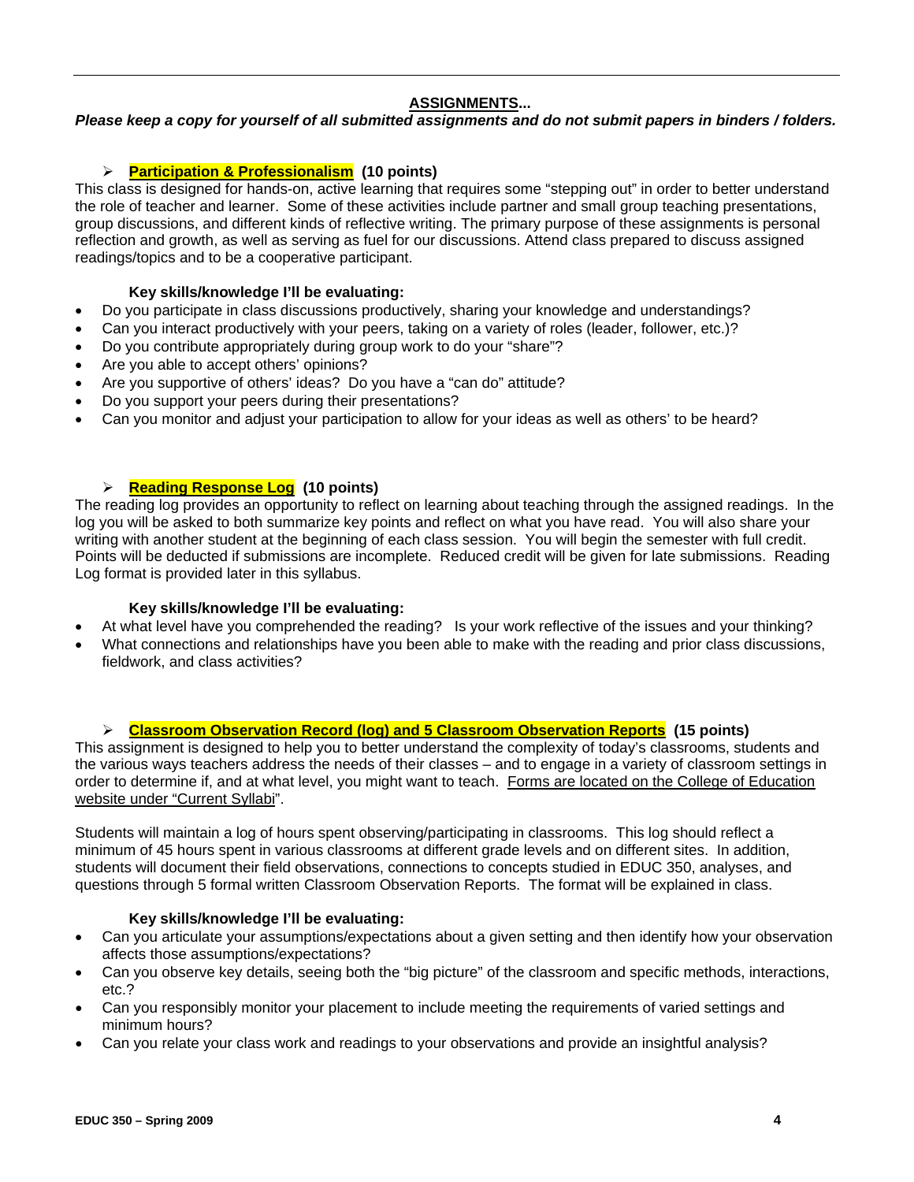## ASSIGNMENTS...

***Please keep a copy for yourself of all submitted assignments and do not submit papers in binders / folders.***

### ➢ Participation & Professionalism (10 points)

This class is designed for hands-on, active learning that requires some "stepping out" in order to better understand the role of teacher and learner. Some of these activities include partner and small group teaching presentations, group discussions, and different kinds of reflective writing. The primary purpose of these assignments is personal reflection and growth, as well as serving as fuel for our discussions. Attend class prepared to discuss assigned readings/topics and to be a cooperative participant.

**Key skills/knowledge I'll be evaluating:**

- Do you participate in class discussions productively, sharing your knowledge and understandings?
- Can you interact productively with your peers, taking on a variety of roles (leader, follower, etc.)?
- Do you contribute appropriately during group work to do your "share"?
- Are you able to accept others' opinions?
- Are you supportive of others' ideas? Do you have a "can do" attitude?
- Do you support your peers during their presentations?
- Can you monitor and adjust your participation to allow for your ideas as well as others' to be heard?

### ➢ Reading Response Log (10 points)

The reading log provides an opportunity to reflect on learning about teaching through the assigned readings. In the log you will be asked to both summarize key points and reflect on what you have read. You will also share your writing with another student at the beginning of each class session. You will begin the semester with full credit. Points will be deducted if submissions are incomplete. Reduced credit will be given for late submissions. Reading Log format is provided later in this syllabus.

**Key skills/knowledge I'll be evaluating:**

- At what level have you comprehended the reading? Is your work reflective of the issues and your thinking?
- What connections and relationships have you been able to make with the reading and prior class discussions, fieldwork, and class activities?

### ➢ Classroom Observation Record (log) and 5 Classroom Observation Reports (15 points)

This assignment is designed to help you to better understand the complexity of today's classrooms, students and the various ways teachers address the needs of their classes – and to engage in a variety of classroom settings in order to determine if, and at what level, you might want to teach. Forms are located on the College of Education website under "Current Syllabi".

Students will maintain a log of hours spent observing/participating in classrooms. This log should reflect a minimum of 45 hours spent in various classrooms at different grade levels and on different sites. In addition, students will document their field observations, connections to concepts studied in EDUC 350, analyses, and questions through 5 formal written Classroom Observation Reports. The format will be explained in class.

**Key skills/knowledge I'll be evaluating:**

- Can you articulate your assumptions/expectations about a given setting and then identify how your observation affects those assumptions/expectations?
- Can you observe key details, seeing both the "big picture" of the classroom and specific methods, interactions, etc.?
- Can you responsibly monitor your placement to include meeting the requirements of varied settings and minimum hours?
- Can you relate your class work and readings to your observations and provide an insightful analysis?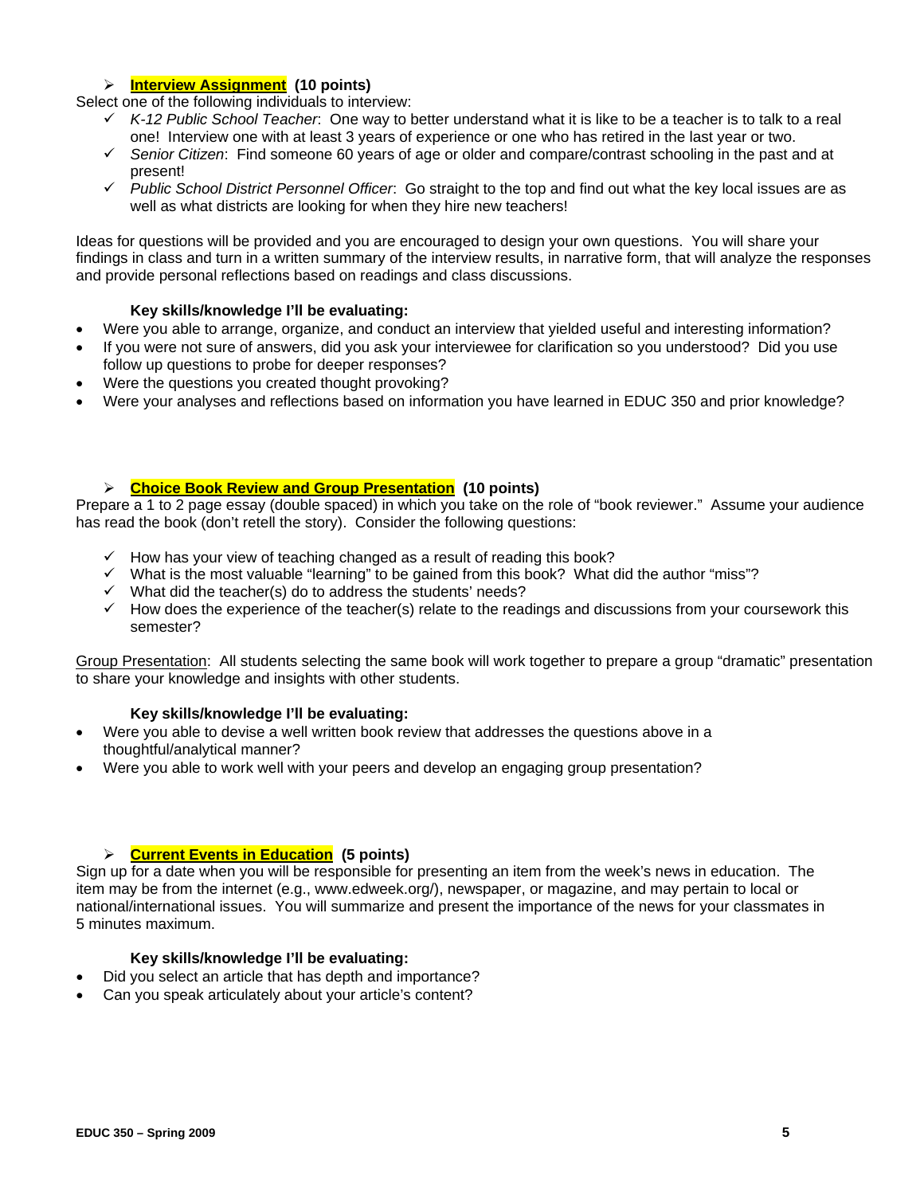- **Interview Assignment** **(10 points)**

Select one of the following individuals to interview:

- ✓ *K-12 Public School Teacher*: One way to better understand what it is like to be a teacher is to talk to a real one! Interview one with at least 3 years of experience or one who has retired in the last year or two.
- ✓ *Senior Citizen*: Find someone 60 years of age or older and compare/contrast schooling in the past and at present!
- ✓ *Public School District Personnel Officer*: Go straight to the top and find out what the key local issues are as well as what districts are looking for when they hire new teachers!

Ideas for questions will be provided and you are encouraged to design your own questions. You will share your findings in class and turn in a written summary of the interview results, in narrative form, that will analyze the responses and provide personal reflections based on readings and class discussions.

**Key skills/knowledge I'll be evaluating:**

- Were you able to arrange, organize, and conduct an interview that yielded useful and interesting information?
- If you were not sure of answers, did you ask your interviewee for clarification so you understood? Did you use follow up questions to probe for deeper responses?
- Were the questions you created thought provoking?
- Were your analyses and reflections based on information you have learned in EDUC 350 and prior knowledge?

- **Choice Book Review and Group Presentation** **(10 points)**

Prepare a 1 to 2 page essay (double spaced) in which you take on the role of "book reviewer." Assume your audience has read the book (don't retell the story). Consider the following questions:

- ✓ How has your view of teaching changed as a result of reading this book?
- ✓ What is the most valuable "learning" to be gained from this book? What did the author "miss"?
- ✓ What did the teacher(s) do to address the students' needs?
- ✓ How does the experience of the teacher(s) relate to the readings and discussions from your coursework this semester?

Group Presentation: All students selecting the same book will work together to prepare a group "dramatic" presentation to share your knowledge and insights with other students.

**Key skills/knowledge I'll be evaluating:**

- Were you able to devise a well written book review that addresses the questions above in a thoughtful/analytical manner?
- Were you able to work well with your peers and develop an engaging group presentation?

- **Current Events in Education** **(5 points)**

Sign up for a date when you will be responsible for presenting an item from the week's news in education. The item may be from the internet (e.g., www.edweek.org/), newspaper, or magazine, and may pertain to local or national/international issues. You will summarize and present the importance of the news for your classmates in 5 minutes maximum.

**Key skills/knowledge I'll be evaluating:**

- Did you select an article that has depth and importance?
- Can you speak articulately about your article's content?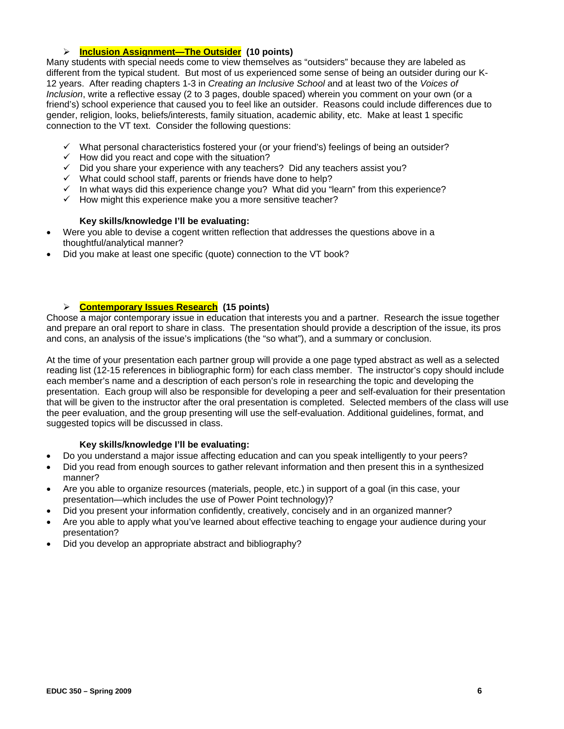- **Inclusion Assignment—The Outsider (10 points)**

Many students with special needs come to view themselves as "outsiders" because they are labeled as different from the typical student. But most of us experienced some sense of being an outsider during our K-12 years. After reading chapters 1-3 in *Creating an Inclusive School* and at least two of the *Voices of Inclusion*, write a reflective essay (2 to 3 pages, double spaced) wherein you comment on your own (or a friend's) school experience that caused you to feel like an outsider. Reasons could include differences due to gender, religion, looks, beliefs/interests, family situation, academic ability, etc. Make at least 1 specific connection to the VT text. Consider the following questions:

- ✓ What personal characteristics fostered your (or your friend's) feelings of being an outsider?
- ✓ How did you react and cope with the situation?
- ✓ Did you share your experience with any teachers? Did any teachers assist you?
- ✓ What could school staff, parents or friends have done to help?
- ✓ In what ways did this experience change you? What did you "learn" from this experience?
- ✓ How might this experience make you a more sensitive teacher?

**Key skills/knowledge I'll be evaluating:**

- Were you able to devise a cogent written reflection that addresses the questions above in a thoughtful/analytical manner?
- Did you make at least one specific (quote) connection to the VT book?

- **Contemporary Issues Research (15 points)**

Choose a major contemporary issue in education that interests you and a partner. Research the issue together and prepare an oral report to share in class. The presentation should provide a description of the issue, its pros and cons, an analysis of the issue's implications (the "so what"), and a summary or conclusion.

At the time of your presentation each partner group will provide a one page typed abstract as well as a selected reading list (12-15 references in bibliographic form) for each class member. The instructor's copy should include each member's name and a description of each person's role in researching the topic and developing the presentation. Each group will also be responsible for developing a peer and self-evaluation for their presentation that will be given to the instructor after the oral presentation is completed. Selected members of the class will use the peer evaluation, and the group presenting will use the self-evaluation. Additional guidelines, format, and suggested topics will be discussed in class.

**Key skills/knowledge I'll be evaluating:**

- Do you understand a major issue affecting education and can you speak intelligently to your peers?
- Did you read from enough sources to gather relevant information and then present this in a synthesized manner?
- Are you able to organize resources (materials, people, etc.) in support of a goal (in this case, your presentation—which includes the use of Power Point technology)?
- Did you present your information confidently, creatively, concisely and in an organized manner?
- Are you able to apply what you've learned about effective teaching to engage your audience during your presentation?
- Did you develop an appropriate abstract and bibliography?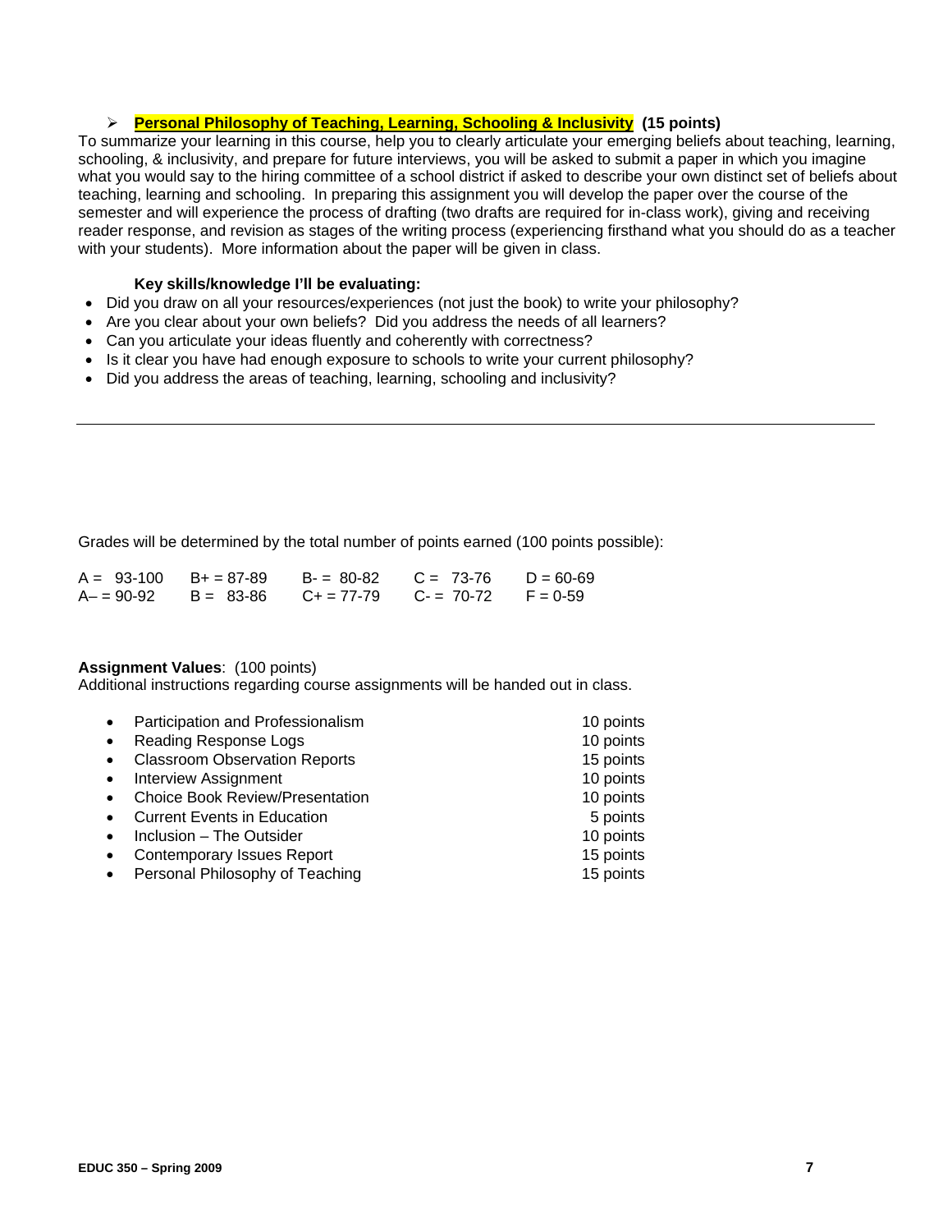- **Personal Philosophy of Teaching, Learning, Schooling & Inclusivity (15 points)**

To summarize your learning in this course, help you to clearly articulate your emerging beliefs about teaching, learning, schooling, & inclusivity, and prepare for future interviews, you will be asked to submit a paper in which you imagine what you would say to the hiring committee of a school district if asked to describe your own distinct set of beliefs about teaching, learning and schooling. In preparing this assignment you will develop the paper over the course of the semester and will experience the process of drafting (two drafts are required for in-class work), giving and receiving reader response, and revision as stages of the writing process (experiencing firsthand what you should do as a teacher with your students). More information about the paper will be given in class.

**Key skills/knowledge I'll be evaluating:**

- Did you draw on all your resources/experiences (not just the book) to write your philosophy?
- Are you clear about your own beliefs? Did you address the needs of all learners?
- Can you articulate your ideas fluently and coherently with correctness?
- Is it clear you have had enough exposure to schools to write your current philosophy?
- Did you address the areas of teaching, learning, schooling and inclusivity?

---

Grades will be determined by the total number of points earned (100 points possible):

| | | | | |
|---|---|---|---|---|
| A = 93-100 | B+ = 87-89 | B- = 80-82 | C = 73-76 | D = 60-69 |
| A– = 90-92 | B = 83-86 | C+ = 77-79 | C- = 70-72 | F = 0-59 |

**Assignment Values**: (100 points)
Additional instructions regarding course assignments will be handed out in class.

| | |
|---|---|
| • Participation and Professionalism | 10 points |
| • Reading Response Logs | 10 points |
| • Classroom Observation Reports | 15 points |
| • Interview Assignment | 10 points |
| • Choice Book Review/Presentation | 10 points |
| • Current Events in Education | 5 points |
| • Inclusion – The Outsider | 10 points |
| • Contemporary Issues Report | 15 points |
| • Personal Philosophy of Teaching | 15 points |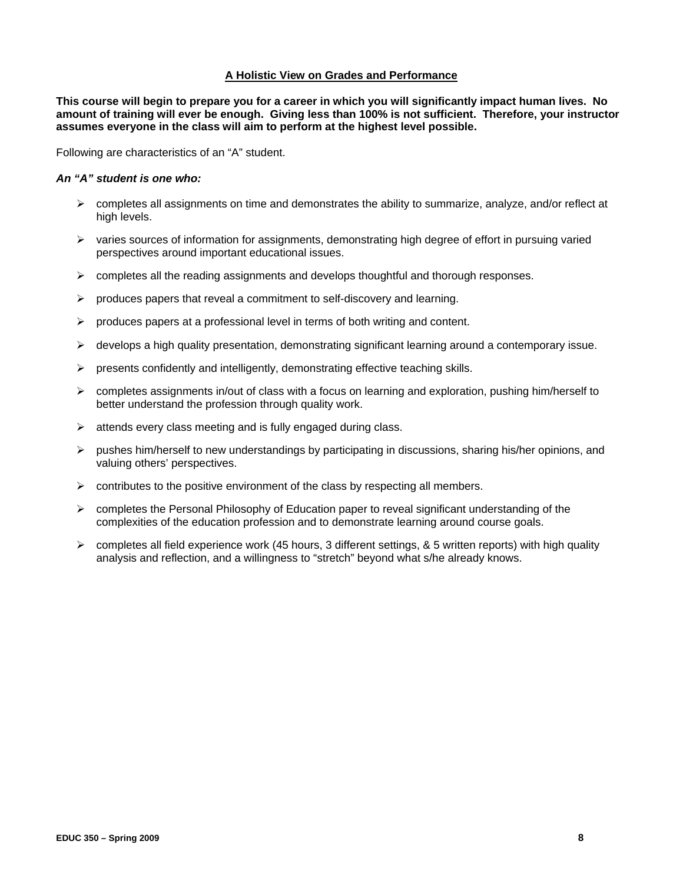## A Holistic View on Grades and Performance

**This course will begin to prepare you for a career in which you will significantly impact human lives. No amount of training will ever be enough. Giving less than 100% is not sufficient. Therefore, your instructor assumes everyone in the class will aim to perform at the highest level possible.**

Following are characteristics of an "A" student.

***An "A" student is one who:***

- completes all assignments on time and demonstrates the ability to summarize, analyze, and/or reflect at high levels.
- varies sources of information for assignments, demonstrating high degree of effort in pursuing varied perspectives around important educational issues.
- completes all the reading assignments and develops thoughtful and thorough responses.
- produces papers that reveal a commitment to self-discovery and learning.
- produces papers at a professional level in terms of both writing and content.
- develops a high quality presentation, demonstrating significant learning around a contemporary issue.
- presents confidently and intelligently, demonstrating effective teaching skills.
- completes assignments in/out of class with a focus on learning and exploration, pushing him/herself to better understand the profession through quality work.
- attends every class meeting and is fully engaged during class.
- pushes him/herself to new understandings by participating in discussions, sharing his/her opinions, and valuing others' perspectives.
- contributes to the positive environment of the class by respecting all members.
- completes the Personal Philosophy of Education paper to reveal significant understanding of the complexities of the education profession and to demonstrate learning around course goals.
- completes all field experience work (45 hours, 3 different settings, & 5 written reports) with high quality analysis and reflection, and a willingness to "stretch" beyond what s/he already knows.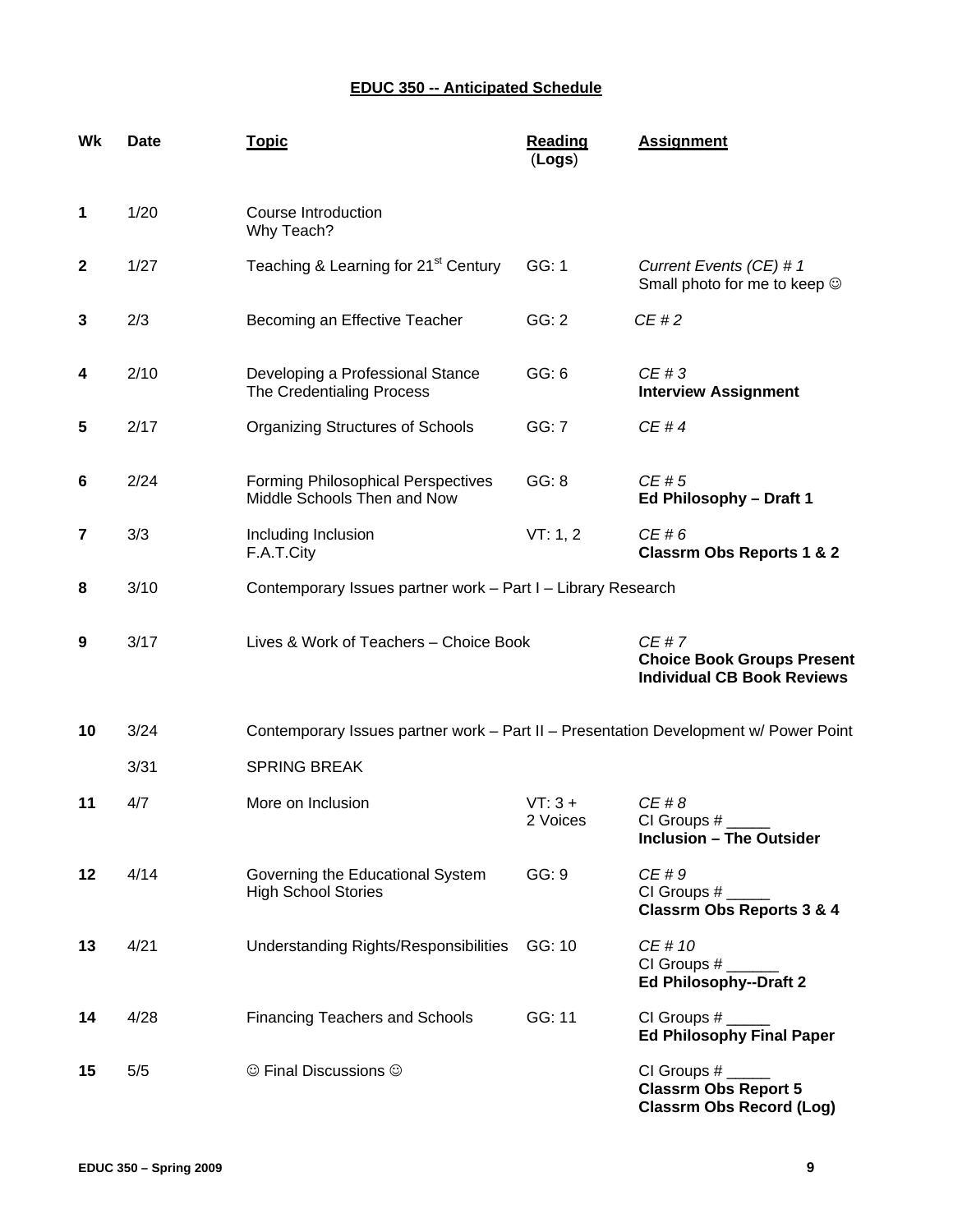## EDUC 350 -- Anticipated Schedule

| Wk | Date | Topic | Reading (Logs) | Assignment |
|---|---|---|---|---|
| 1 | 1/20 | Course Introduction<br>Why Teach? | | |
| 2 | 1/27 | Teaching & Learning for 21st Century | GG: 1 | *Current Events (CE) # 1*<br>Small photo for me to keep ☺ |
| 3 | 2/3 | Becoming an Effective Teacher | GG: 2 | *CE # 2* |
| 4 | 2/10 | Developing a Professional Stance<br>The Credentialing Process | GG: 6 | *CE # 3*<br>**Interview Assignment** |
| 5 | 2/17 | Organizing Structures of Schools | GG: 7 | *CE # 4* |
| 6 | 2/24 | Forming Philosophical Perspectives<br>Middle Schools Then and Now | GG: 8 | *CE # 5*<br>**Ed Philosophy – Draft 1** |
| 7 | 3/3 | Including Inclusion<br>F.A.T.City | VT: 1, 2 | *CE # 6*<br>**Classrm Obs Reports 1 & 2** |
| 8 | 3/10 | Contemporary Issues partner work – Part I – Library Research | | |
| 9 | 3/17 | Lives & Work of Teachers – Choice Book | | *CE # 7*<br>**Choice Book Groups Present**<br>**Individual CB Book Reviews** |
| 10 | 3/24 | Contemporary Issues partner work – Part II – Presentation Development w/ Power Point | | |
| | 3/31 | SPRING BREAK | | |
| 11 | 4/7 | More on Inclusion | VT: 3 +<br>2 Voices | *CE # 8*<br>CI Groups # _____<br>**Inclusion – The Outsider** |
| 12 | 4/14 | Governing the Educational System<br>High School Stories | GG: 9 | *CE # 9*<br>CI Groups # _____<br>**Classrm Obs Reports 3 & 4** |
| 13 | 4/21 | Understanding Rights/Responsibilities | GG: 10 | *CE # 10*<br>CI Groups # ______<br>**Ed Philosophy--Draft 2** |
| 14 | 4/28 | Financing Teachers and Schools | GG: 11 | CI Groups # _____<br>**Ed Philosophy Final Paper** |
| 15 | 5/5 | ☺ Final Discussions ☺ | | CI Groups # _____<br>**Classrm Obs Report 5**<br>**Classrm Obs Record (Log)** |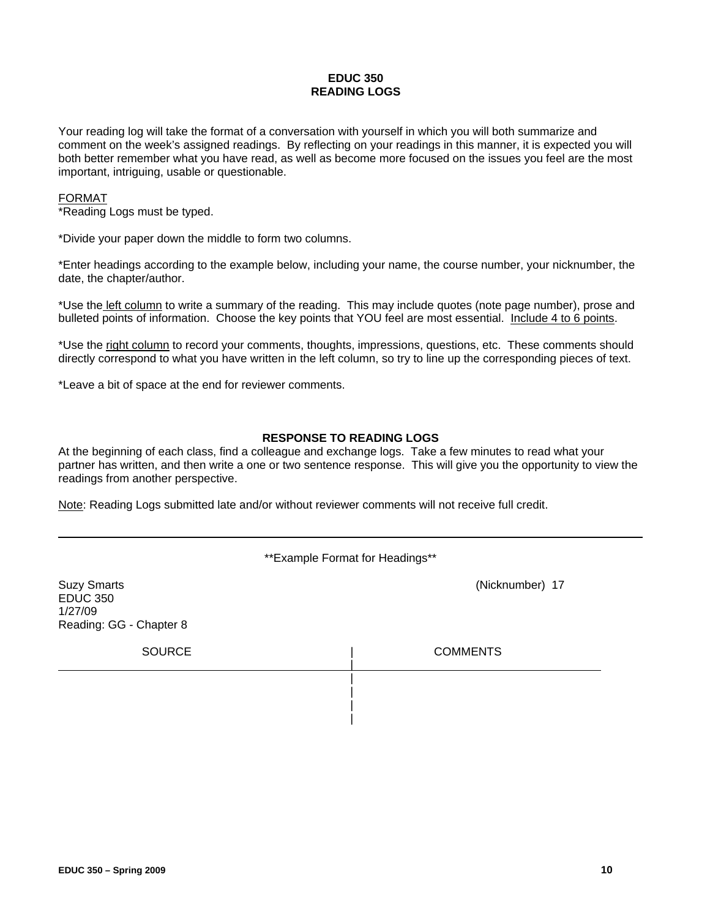# EDUC 350
## READING LOGS

Your reading log will take the format of a conversation with yourself in which you will both summarize and comment on the week's assigned readings. By reflecting on your readings in this manner, it is expected you will both better remember what you have read, as well as become more focused on the issues you feel are the most important, intriguing, usable or questionable.

<u>FORMAT</u>

*Reading Logs must be typed.

*Divide your paper down the middle to form two columns.

*Enter headings according to the example below, including your name, the course number, your nicknumber, the date, the chapter/author.

*Use the <u>left column</u> to write a summary of the reading. This may include quotes (note page number), prose and bulleted points of information. Choose the key points that YOU feel are most essential. <u>Include 4 to 6 points</u>.

*Use the <u>right column</u> to record your comments, thoughts, impressions, questions, etc. These comments should directly correspond to what you have written in the left column, so try to line up the corresponding pieces of text.

*Leave a bit of space at the end for reviewer comments.

### RESPONSE TO READING LOGS

At the beginning of each class, find a colleague and exchange logs. Take a few minutes to read what your partner has written, and then write a one or two sentence response. This will give you the opportunity to view the readings from another perspective.

<u>Note</u>: Reading Logs submitted late and/or without reviewer comments will not receive full credit.

---

**Example Format for Headings**

Suzy Smarts (Nicknumber) 17
EDUC 350
1/27/09
Reading: GG - Chapter 8

| SOURCE | COMMENTS |
|---|---|
| | |